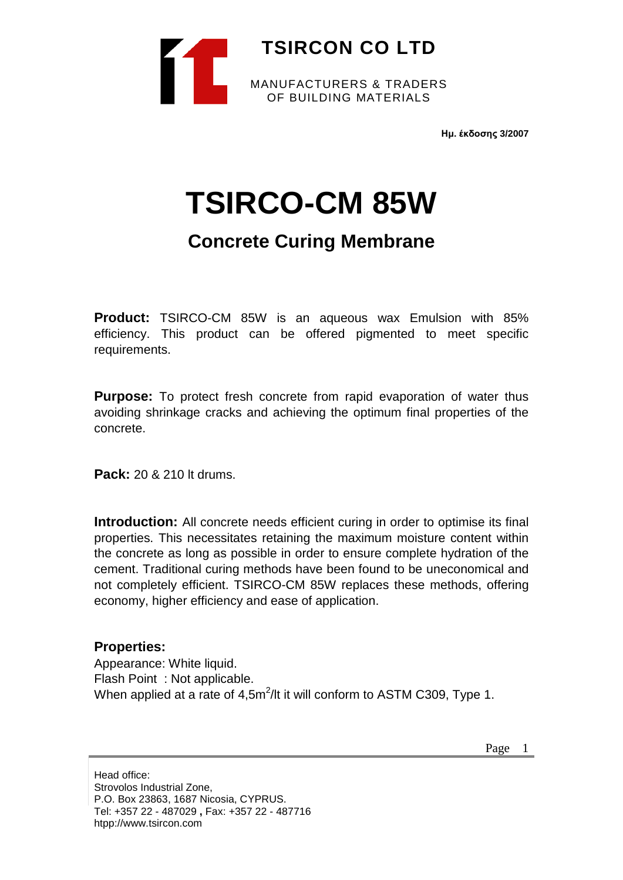# TSIRCON CO LTD

MANUFACTURERS & TRADERS
OF BUILDING MATERIALS

**Ημ. έκδοσης 3/2007**

# TSIRCO-CM 85W

## Concrete Curing Membrane

**Product:** TSIRCO-CM 85W is an aqueous wax Emulsion with 85% efficiency. This product can be offered pigmented to meet specific requirements.

**Purpose:** To protect fresh concrete from rapid evaporation of water thus avoiding shrinkage cracks and achieving the optimum final properties of the concrete.

**Pack:** 20 & 210 lt drums.

**Introduction:** All concrete needs efficient curing in order to optimise its final properties. This necessitates retaining the maximum moisture content within the concrete as long as possible in order to ensure complete hydration of the cement. Traditional curing methods have been found to be uneconomical and not completely efficient. TSIRCO-CM 85W replaces these methods, offering economy, higher efficiency and ease of application.

**Properties:**

Appearance: White liquid.
Flash Point : Not applicable.
When applied at a rate of 4,5$m^2$/lt it will conform to ASTM C309, Type 1.

Head office:
Strovolos Industrial Zone,
P.O. Box 23863, 1687 Nicosia, CYPRUS.
Tel: +357 22 - 487029 , Fax: +357 22 - 487716
htpp://www.tsircon.com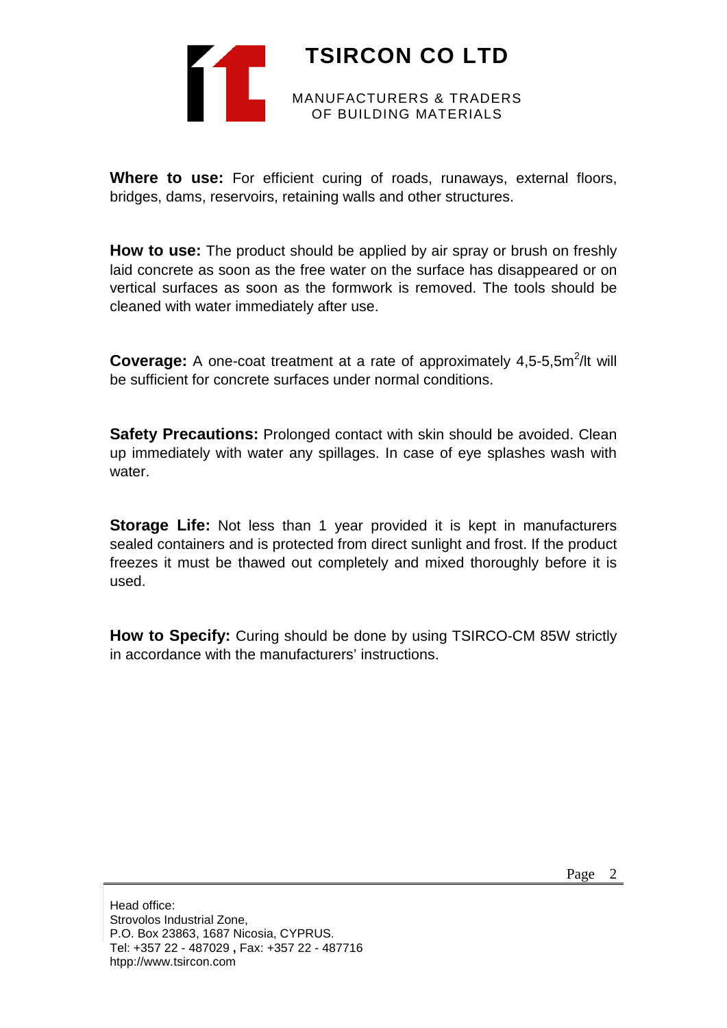**Where to use:** For efficient curing of roads, runaways, external floors, bridges, dams, reservoirs, retaining walls and other structures.

**How to use:** The product should be applied by air spray or brush on freshly laid concrete as soon as the free water on the surface has disappeared or on vertical surfaces as soon as the formwork is removed. The tools should be cleaned with water immediately after use.

**Coverage:** A one-coat treatment at a rate of approximately 4,5-5,5m$^2$/lt will be sufficient for concrete surfaces under normal conditions.

**Safety Precautions:** Prolonged contact with skin should be avoided. Clean up immediately with water any spillages. In case of eye splashes wash with water.

**Storage Life:** Not less than 1 year provided it is kept in manufacturers sealed containers and is protected from direct sunlight and frost. If the product freezes it must be thawed out completely and mixed thoroughly before it is used.

**How to Specify:** Curing should be done by using TSIRCO-CM 85W strictly in accordance with the manufacturers' instructions.